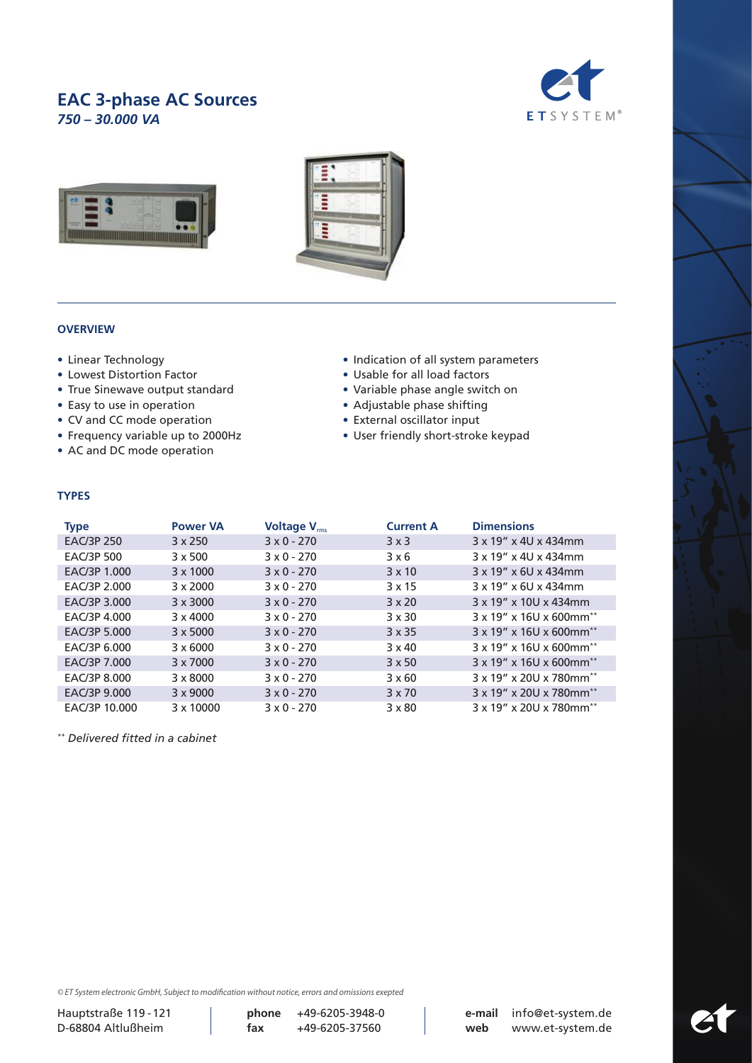# EAC 3-phase AC Sources

*750 – 30.000 VA*

## OVERVIEW

- Linear Technology
- Lowest Distortion Factor
- True Sinewave output standard
- Easy to use in operation
- CV and CC mode operation
- Frequency variable up to 2000Hz
- AC and DC mode operation
- Indication of all system parameters
- Usable for all load factors
- Variable phase angle switch on
- Adjustable phase shifting
- External oscillator input
- User friendly short-stroke keypad

## TYPES

| Type | Power VA | Voltage $V_{rms}$ | Current A | Dimensions |
|---|---|---|---|---|
| EAC/3P 250 | 3 x 250 | 3 x 0 - 270 | 3 x 3 | 3 x 19" x 4U x 434mm |
| EAC/3P 500 | 3 x 500 | 3 x 0 - 270 | 3 x 6 | 3 x 19" x 4U x 434mm |
| EAC/3P 1.000 | 3 x 1000 | 3 x 0 - 270 | 3 x 10 | 3 x 19" x 6U x 434mm |
| EAC/3P 2.000 | 3 x 2000 | 3 x 0 - 270 | 3 x 15 | 3 x 19" x 6U x 434mm |
| EAC/3P 3.000 | 3 x 3000 | 3 x 0 - 270 | 3 x 20 | 3 x 19" x 10U x 434mm |
| EAC/3P 4.000 | 3 x 4000 | 3 x 0 - 270 | 3 x 30 | 3 x 19" x 16U x 600mm** |
| EAC/3P 5.000 | 3 x 5000 | 3 x 0 - 270 | 3 x 35 | 3 x 19" x 16U x 600mm** |
| EAC/3P 6.000 | 3 x 6000 | 3 x 0 - 270 | 3 x 40 | 3 x 19" x 16U x 600mm** |
| EAC/3P 7.000 | 3 x 7000 | 3 x 0 - 270 | 3 x 50 | 3 x 19" x 16U x 600mm** |
| EAC/3P 8.000 | 3 x 8000 | 3 x 0 - 270 | 3 x 60 | 3 x 19" x 20U x 780mm** |
| EAC/3P 9.000 | 3 x 9000 | 3 x 0 - 270 | 3 x 70 | 3 x 19" x 20U x 780mm** |
| EAC/3P 10.000 | 3 x 10000 | 3 x 0 - 270 | 3 x 80 | 3 x 19" x 20U x 780mm** |

** *Delivered fitted in a cabinet*

*© ET System electronic GmbH, Subject to modification without notice, errors and omissions exepted*

Hauptstraße 119 - 121
D-68804 Altlußheim

**phone** +49-6205-3948-0
**fax** +49-6205-37560

**e-mail** info@et-system.de
**web** www.et-system.de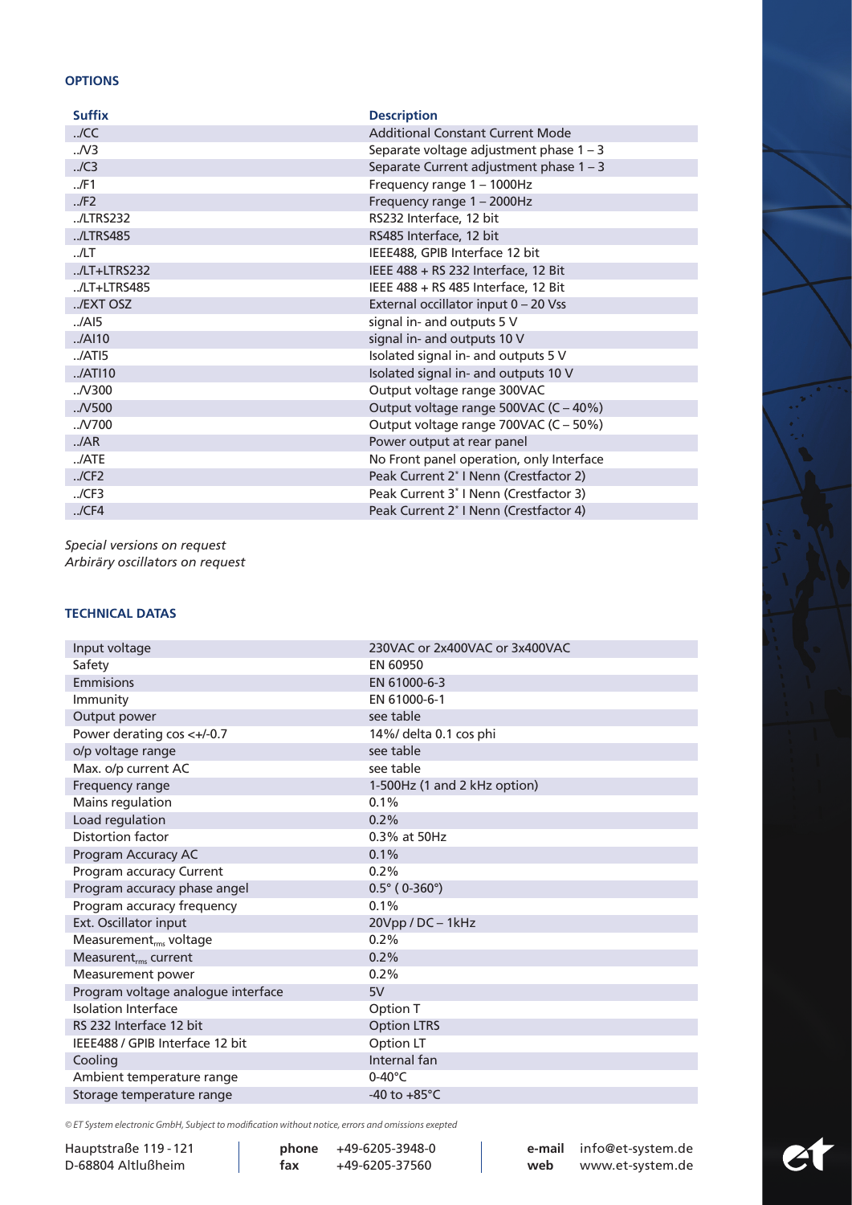## OPTIONS

| Suffix | Description |
|---|---|
| ../CC | Additional Constant Current Mode |
| ../V3 | Separate voltage adjustment phase 1 – 3 |
| ../C3 | Separate Current adjustment phase 1 – 3 |
| ../F1 | Frequency range 1 – 1000Hz |
| ../F2 | Frequency range 1 – 2000Hz |
| ../LTRS232 | RS232 Interface, 12 bit |
| ../LTRS485 | RS485 Interface, 12 bit |
| ../LT | IEEE488, GPIB Interface 12 bit |
| ../LT+LTRS232 | IEEE 488 + RS 232 Interface, 12 Bit |
| ../LT+LTRS485 | IEEE 488 + RS 485 Interface, 12 Bit |
| ../EXT OSZ | External oscillator input 0 – 20 Vss |
| ../AI5 | signal in- and outputs 5 V |
| ../AI10 | signal in- and outputs 10 V |
| ../ATI5 | Isolated signal in- and outputs 5 V |
| ../ATI10 | Isolated signal in- and outputs 10 V |
| ../V300 | Output voltage range 300VAC |
| ../V500 | Output voltage range 500VAC (C – 40%) |
| ../V700 | Output voltage range 700VAC (C – 50%) |
| ../AR | Power output at rear panel |
| ../ATE | No Front panel operation, only Interface |
| ../CF2 | Peak Current 2* I Nenn (Crestfactor 2) |
| ../CF3 | Peak Current 3* I Nenn (Crestfactor 3) |
| ../CF4 | Peak Current 2* I Nenn (Crestfactor 4) |

*Special versions on request*
*Arbiräry oscillators on request*

## TECHNICAL DATAS

| | |
|---|---|
| Input voltage | 230VAC or 2x400VAC or 3x400VAC |
| Safety | EN 60950 |
| Emmisions | EN 61000-6-3 |
| Immunity | EN 61000-6-1 |
| Output power | see table |
| Power derating cos <+/-0.7 | 14%/ delta 0.1 cos phi |
| o/p voltage range | see table |
| Max. o/p current AC | see table |
| Frequency range | 1-500Hz (1 and 2 kHz option) |
| Mains regulation | 0.1% |
| Load regulation | 0.2% |
| Distortion factor | 0.3% at 50Hz |
| Program Accuracy AC | 0.1% |
| Program accuracy Current | 0.2% |
| Program accuracy phase angel | 0.5° ( 0-360°) |
| Program accuracy frequency | 0.1% |
| Ext. Oscillator input | 20Vpp / DC – 1kHz |
| $\text{Measurement}_{rms}$ voltage | 0.2% |
| $\text{Measurent}_{rms}$ current | 0.2% |
| Measurement power | 0.2% |
| Program voltage analogue interface | 5V |
| Isolation Interface | Option T |
| RS 232 Interface 12 bit | Option LTRS |
| IEEE488 / GPIB Interface 12 bit | Option LT |
| Cooling | Internal fan |
| Ambient temperature range | 0-40°C |
| Storage temperature range | -40 to +85°C |

*© ET System electronic GmbH, Subject to modification without notice, errors and omissions exepted*

Hauptstraße 119 - 121
D-68804 Altlußheim

**phone** +49-6205-3948-0
**fax** +49-6205-37560

**e-mail** info@et-system.de
**web** www.et-system.de